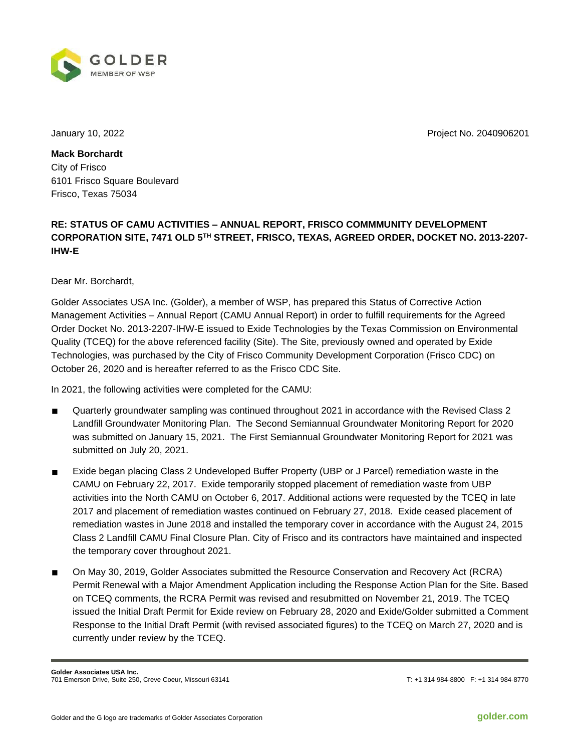January 10, 2022

Project No. 2040906201

**Mack Borchardt**
City of Frisco
6101 Frisco Square Boulevard
Frisco, Texas 75034

**RE: STATUS OF CAMU ACTIVITIES – ANNUAL REPORT, FRISCO COMMMUNITY DEVELOPMENT CORPORATION SITE, 7471 OLD 5TH STREET, FRISCO, TEXAS, AGREED ORDER, DOCKET NO. 2013-2207-IHW-E**

Dear Mr. Borchardt,

Golder Associates USA Inc. (Golder), a member of WSP, has prepared this Status of Corrective Action Management Activities – Annual Report (CAMU Annual Report) in order to fulfill requirements for the Agreed Order Docket No. 2013-2207-IHW-E issued to Exide Technologies by the Texas Commission on Environmental Quality (TCEQ) for the above referenced facility (Site). The Site, previously owned and operated by Exide Technologies, was purchased by the City of Frisco Community Development Corporation (Frisco CDC) on October 26, 2020 and is hereafter referred to as the Frisco CDC Site.

In 2021, the following activities were completed for the CAMU:

- Quarterly groundwater sampling was continued throughout 2021 in accordance with the Revised Class 2 Landfill Groundwater Monitoring Plan. The Second Semiannual Groundwater Monitoring Report for 2020 was submitted on January 15, 2021. The First Semiannual Groundwater Monitoring Report for 2021 was submitted on July 20, 2021.
- Exide began placing Class 2 Undeveloped Buffer Property (UBP or J Parcel) remediation waste in the CAMU on February 22, 2017. Exide temporarily stopped placement of remediation waste from UBP activities into the North CAMU on October 6, 2017. Additional actions were requested by the TCEQ in late 2017 and placement of remediation wastes continued on February 27, 2018. Exide ceased placement of remediation wastes in June 2018 and installed the temporary cover in accordance with the August 24, 2015 Class 2 Landfill CAMU Final Closure Plan. City of Frisco and its contractors have maintained and inspected the temporary cover throughout 2021.
- On May 30, 2019, Golder Associates submitted the Resource Conservation and Recovery Act (RCRA) Permit Renewal with a Major Amendment Application including the Response Action Plan for the Site. Based on TCEQ comments, the RCRA Permit was revised and resubmitted on November 21, 2019. The TCEQ issued the Initial Draft Permit for Exide review on February 28, 2020 and Exide/Golder submitted a Comment Response to the Initial Draft Permit (with revised associated figures) to the TCEQ on March 27, 2020 and is currently under review by the TCEQ.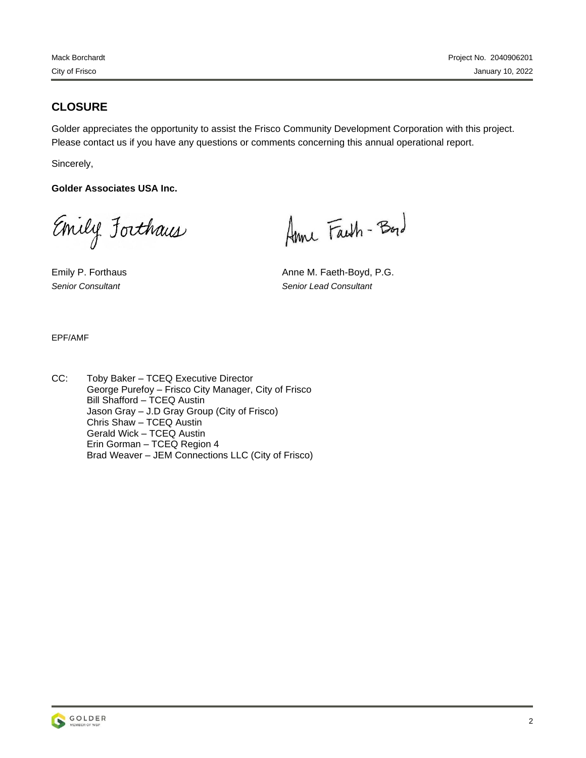## CLOSURE

Golder appreciates the opportunity to assist the Frisco Community Development Corporation with this project. Please contact us if you have any questions or comments concerning this annual operational report.

Sincerely,

**Golder Associates USA Inc.**

Emily P. Forthaus
*Senior Consultant*

Anne M. Faeth-Boyd, P.G.
*Senior Lead Consultant*

EPF/AMF

CC: Toby Baker – TCEQ Executive Director
George Purefoy – Frisco City Manager, City of Frisco
Bill Shafford – TCEQ Austin
Jason Gray – J.D Gray Group (City of Frisco)
Chris Shaw – TCEQ Austin
Gerald Wick – TCEQ Austin
Erin Gorman – TCEQ Region 4
Brad Weaver – JEM Connections LLC (City of Frisco)